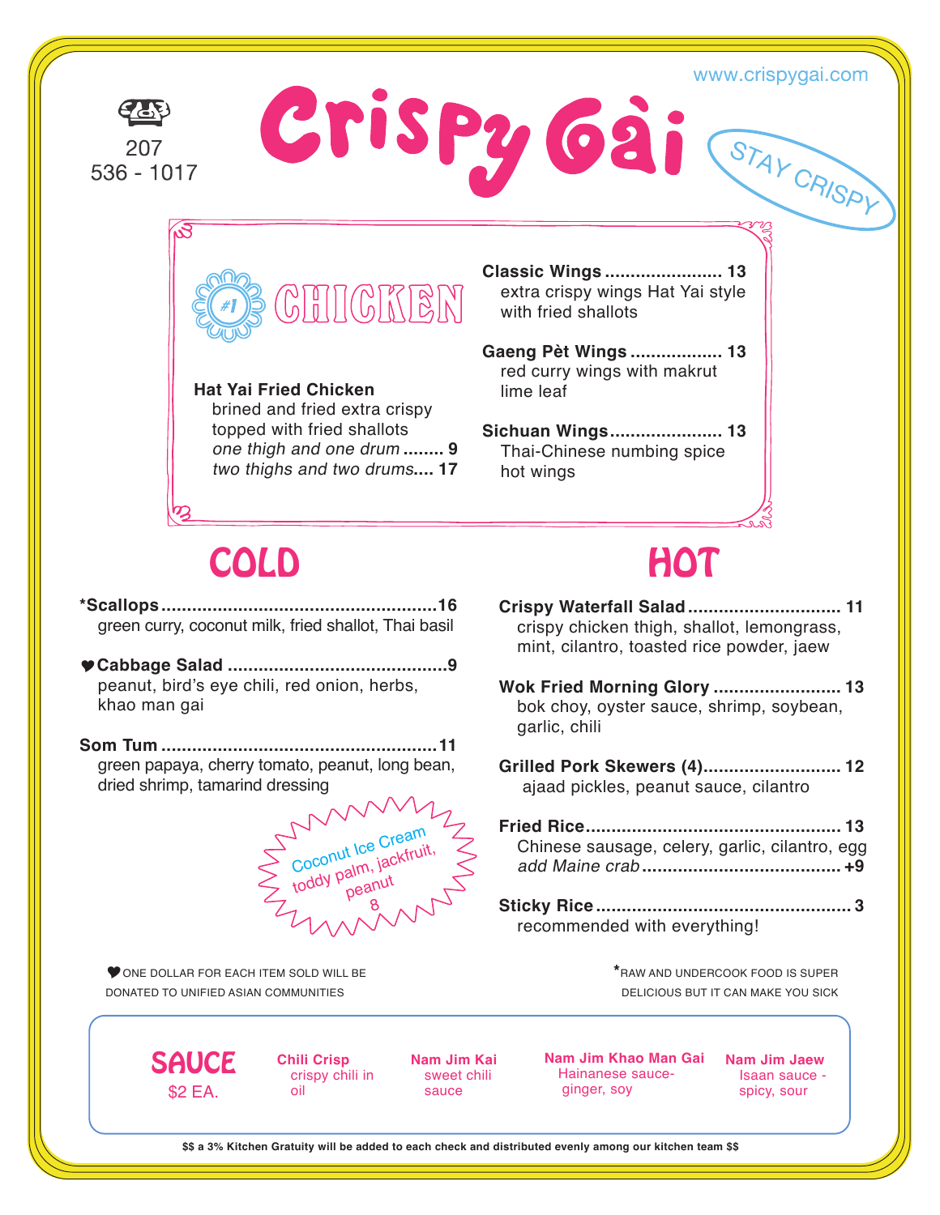# Crispy Gài

www.crispygai.com

207 536 - 1017

STAY CRISPY

## #1 CHICKEN

**Hat Yai Fried Chicken**
brined and fried extra crispy topped with fried shallots
*one thigh and one drum* ........ 9
*two thighs and two drums*.... 17

**Classic Wings** ....................... 13
extra crispy wings Hat Yai style with fried shallots

**Gaeng Pèt Wings** ................. 13
red curry wings with makrut lime leaf

**Sichuan Wings**..................... 13
Thai-Chinese numbing spice hot wings

## COLD

**\*Scallops**.....................................................16
green curry, coconut milk, fried shallot, Thai basil

**♥Cabbage Salad** ...........................................9
peanut, bird's eye chili, red onion, herbs, khao man gai

**Som Tum**......................................................11
green papaya, cherry tomato, peanut, long bean, dried shrimp, tamarind dressing

Coconut Ice Cream
toddy palm, jackfruit, peanut
8

## HOT

**Crispy Waterfall Salad**............................. 11
crispy chicken thigh, shallot, lemongrass, mint, cilantro, toasted rice powder, jaew

**Wok Fried Morning Glory** ......................... 13
bok choy, oyster sauce, shrimp, soybean, garlic, chili

**Grilled Pork Skewers (4)**........................... 12
ajaad pickles, peanut sauce, cilantro

**Fried Rice**................................................. 13
Chinese sausage, celery, garlic, cilantro, egg
*add Maine crab*...................................... +9

**Sticky Rice**................................................. 3
recommended with everything!

♥ ONE DOLLAR FOR EACH ITEM SOLD WILL BE DONATED TO UNIFIED ASIAN COMMUNITIES

\*RAW AND UNDERCOOK FOOD IS SUPER DELICIOUS BUT IT CAN MAKE YOU SICK

## SAUCE
$2 EA.

**Chili Crisp**
crispy chili in oil

**Nam Jim Kai**
sweet chili sauce

**Nam Jim Khao Man Gai**
Hainanese sauce- ginger, soy

**Nam Jim Jaew**
Isaan sauce - spicy, sour

**$$ a 3% Kitchen Gratuity will be added to each check and distributed evenly among our kitchen team $$**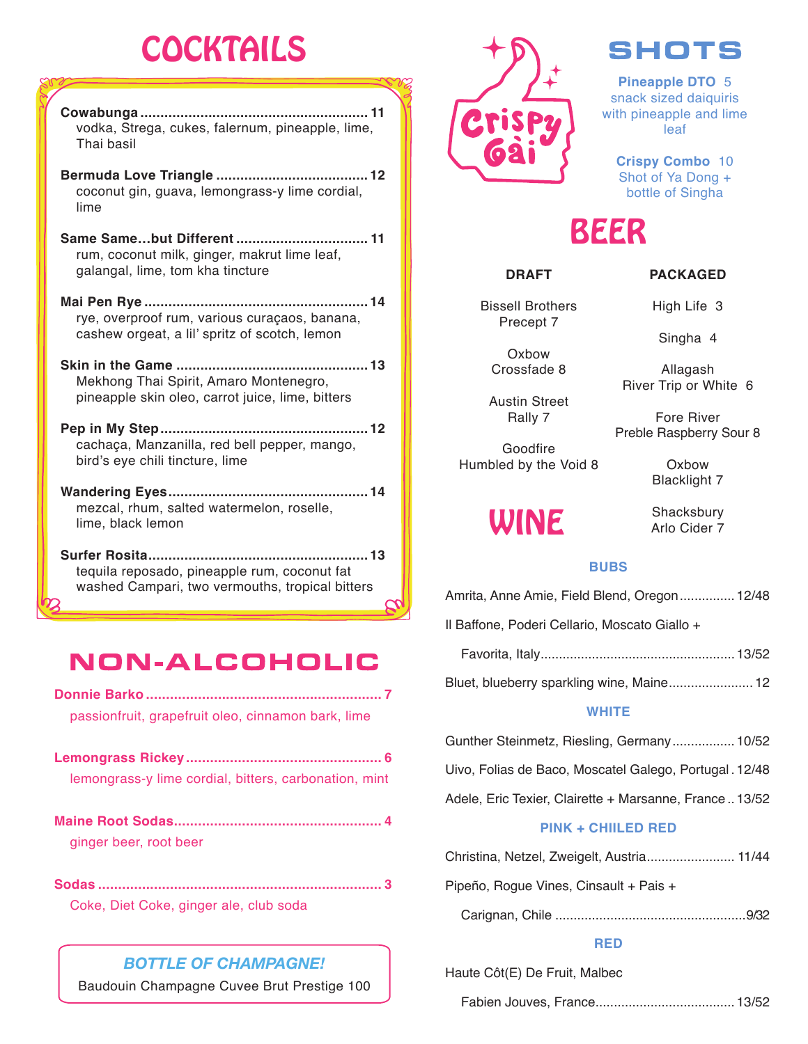# COCKTAILS

**Cowabunga** .......... 11
vodka, Strega, cukes, falernum, pineapple, lime, Thai basil

**Bermuda Love Triangle** .......... 12
coconut gin, guava, lemongrass-y lime cordial, lime

**Same Same…but Different** .......... 11
rum, coconut milk, ginger, makrut lime leaf, galangal, lime, tom kha tincture

**Mai Pen Rye** .......... 14
rye, overproof rum, various curaçaos, banana, cashew orgeat, a lil' spritz of scotch, lemon

**Skin in the Game** .......... 13
Mekhong Thai Spirit, Amaro Montenegro, pineapple skin oleo, carrot juice, lime, bitters

**Pep in My Step** .......... 12
cachaça, Manzanilla, red bell pepper, mango, bird's eye chili tincture, lime

**Wandering Eyes** .......... 14
mezcal, rhum, salted watermelon, roselle, lime, black lemon

**Surfer Rosita** .......... 13
tequila reposado, pineapple rum, coconut fat washed Campari, two vermouths, tropical bitters

# NON-ALCOHOLIC

**Donnie Barko** .......... 7
passionfruit, grapefruit oleo, cinnamon bark, lime

**Lemongrass Rickey** .......... 6
lemongrass-y lime cordial, bitters, carbonation, mint

**Maine Root Sodas** .......... 4
ginger beer, root beer

**Sodas** .......... 3
Coke, Diet Coke, ginger ale, club soda

***BOTTLE OF CHAMPAGNE!***
Baudouin Champagne Cuvee Brut Prestige 100

Crispy Gài

# SHOTS

**Pineapple DTO** 5
snack sized daiquiris with pineapple and lime leaf

**Crispy Combo** 10
Shot of Ya Dong + bottle of Singha

# BEER

**DRAFT**

Bissell Brothers Precept 7

Oxbow Crossfade 8

Austin Street Rally 7

Goodfire Humbled by the Void 8

**PACKAGED**

High Life 3

Singha 4

Allagash River Trip or White 6

Fore River Preble Raspberry Sour 8

Oxbow Blacklight 7

Shacksbury Arlo Cider 7

# WINE

**BUBS**

Amrita, Anne Amie, Field Blend, Oregon .......... 12/48

Il Baffone, Poderi Cellario, Moscato Giallo + Favorita, Italy .......... 13/52

Bluet, blueberry sparkling wine, Maine .......... 12

**WHITE**

Gunther Steinmetz, Riesling, Germany .......... 10/52

Uivo, Folias de Baco, Moscatel Galego, Portugal .......... 12/48

Adele, Eric Texier, Clairette + Marsanne, France .......... 13/52

**PINK + CHIILED RED**

Christina, Netzel, Zweigelt, Austria .......... 11/44

Pipeño, Rogue Vines, Cinsault + Pais + Carignan, Chile .......... 9/32

**RED**

Haute Côt(E) De Fruit, Malbec Fabien Jouves, France .......... 13/52